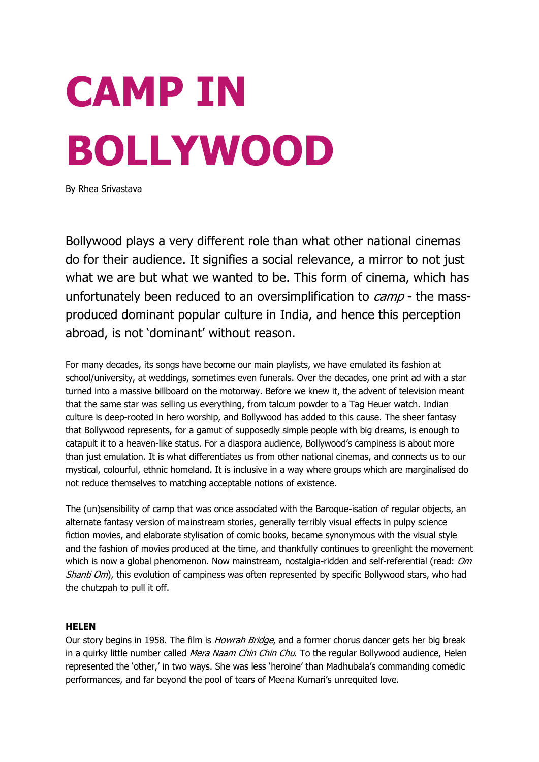# CAMP IN BOLLYWOOD

By Rhea Srivastava

Bollywood plays a very different role than what other national cinemas do for their audience. It signifies a social relevance, a mirror to not just what we are but what we wanted to be. This form of cinema, which has unfortunately been reduced to an oversimplification to *camp* - the mass-produced dominant popular culture in India, and hence this perception abroad, is not 'dominant' without reason.

For many decades, its songs have become our main playlists, we have emulated its fashion at school/university, at weddings, sometimes even funerals. Over the decades, one print ad with a star turned into a massive billboard on the motorway. Before we knew it, the advent of television meant that the same star was selling us everything, from talcum powder to a Tag Heuer watch. Indian culture is deep-rooted in hero worship, and Bollywood has added to this cause. The sheer fantasy that Bollywood represents, for a gamut of supposedly simple people with big dreams, is enough to catapult it to a heaven-like status. For a diaspora audience, Bollywood's campiness is about more than just emulation. It is what differentiates us from other national cinemas, and connects us to our mystical, colourful, ethnic homeland. It is inclusive in a way where groups which are marginalised do not reduce themselves to matching acceptable notions of existence.

The (un)sensibility of camp that was once associated with the Baroque-isation of regular objects, an alternate fantasy version of mainstream stories, generally terribly visual effects in pulpy science fiction movies, and elaborate stylisation of comic books, became synonymous with the visual style and the fashion of movies produced at the time, and thankfully continues to greenlight the movement which is now a global phenomenon. Now mainstream, nostalgia-ridden and self-referential (read: *Om Shanti Om*), this evolution of campiness was often represented by specific Bollywood stars, who had the chutzpah to pull it off.

**HELEN**

Our story begins in 1958. The film is *Howrah Bridge*, and a former chorus dancer gets her big break in a quirky little number called *Mera Naam Chin Chin Chu*. To the regular Bollywood audience, Helen represented the 'other,' in two ways. She was less 'heroine' than Madhubala's commanding comedic performances, and far beyond the pool of tears of Meena Kumari's unrequited love.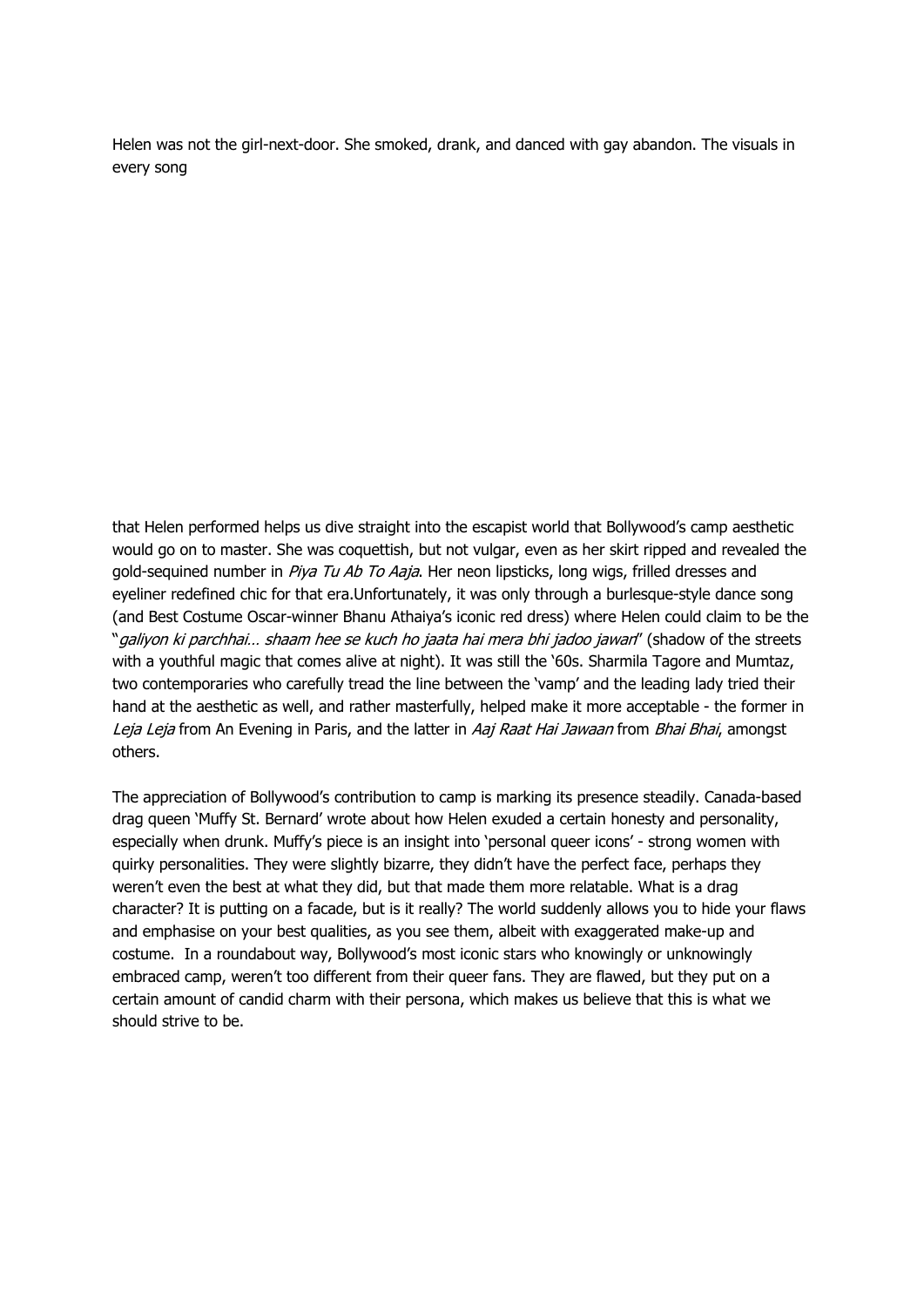Helen was not the girl-next-door. She smoked, drank, and danced with gay abandon. The visuals in every song

that Helen performed helps us dive straight into the escapist world that Bollywood's camp aesthetic would go on to master. She was coquettish, but not vulgar, even as her skirt ripped and revealed the gold-sequined number in *Piya Tu Ab To Aaja*. Her neon lipsticks, long wigs, frilled dresses and eyeliner redefined chic for that era.Unfortunately, it was only through a burlesque-style dance song (and Best Costume Oscar-winner Bhanu Athaiya's iconic red dress) where Helen could claim to be the "*galiyon ki parchhai… shaam hee se kuch ho jaata hai mera bhi jadoo jawan*" (shadow of the streets with a youthful magic that comes alive at night). It was still the '60s. Sharmila Tagore and Mumtaz, two contemporaries who carefully tread the line between the 'vamp' and the leading lady tried their hand at the aesthetic as well, and rather masterfully, helped make it more acceptable - the former in *Leja Leja* from An Evening in Paris, and the latter in *Aaj Raat Hai Jawaan* from *Bhai Bhai*, amongst others.

The appreciation of Bollywood's contribution to camp is marking its presence steadily. Canada-based drag queen 'Muffy St. Bernard' wrote about how Helen exuded a certain honesty and personality, especially when drunk. Muffy's piece is an insight into 'personal queer icons' - strong women with quirky personalities. They were slightly bizarre, they didn't have the perfect face, perhaps they weren't even the best at what they did, but that made them more relatable. What is a drag character? It is putting on a facade, but is it really? The world suddenly allows you to hide your flaws and emphasise on your best qualities, as you see them, albeit with exaggerated make-up and costume. In a roundabout way, Bollywood's most iconic stars who knowingly or unknowingly embraced camp, weren't too different from their queer fans. They are flawed, but they put on a certain amount of candid charm with their persona, which makes us believe that this is what we should strive to be.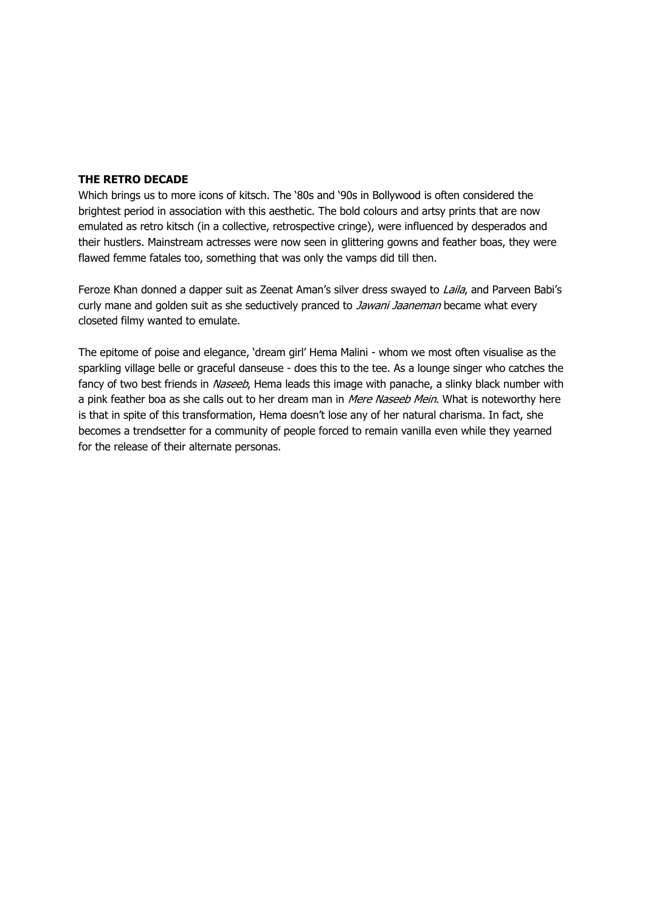**THE RETRO DECADE**

Which brings us to more icons of kitsch. The '80s and '90s in Bollywood is often considered the brightest period in association with this aesthetic. The bold colours and artsy prints that are now emulated as retro kitsch (in a collective, retrospective cringe), were influenced by desperados and their hustlers. Mainstream actresses were now seen in glittering gowns and feather boas, they were flawed femme fatales too, something that was only the vamps did till then.

Feroze Khan donned a dapper suit as Zeenat Aman's silver dress swayed to *Laila*, and Parveen Babi's curly mane and golden suit as she seductively pranced to *Jawani Jaaneman* became what every closeted filmy wanted to emulate.

The epitome of poise and elegance, 'dream girl' Hema Malini - whom we most often visualise as the sparkling village belle or graceful danseuse - does this to the tee. As a lounge singer who catches the fancy of two best friends in *Naseeb*, Hema leads this image with panache, a slinky black number with a pink feather boa as she calls out to her dream man in *Mere Naseeb Mein*. What is noteworthy here is that in spite of this transformation, Hema doesn't lose any of her natural charisma. In fact, she becomes a trendsetter for a community of people forced to remain vanilla even while they yearned for the release of their alternate personas.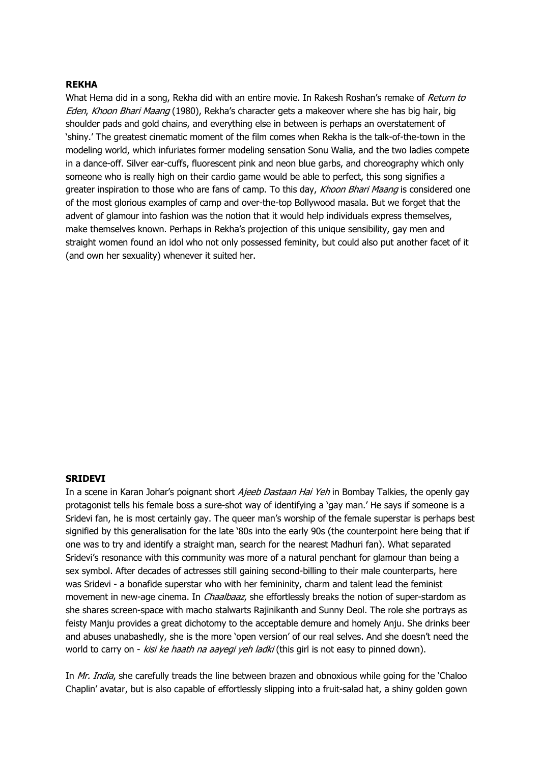**REKHA**

What Hema did in a song, Rekha did with an entire movie. In Rakesh Roshan's remake of *Return to Eden*, *Khoon Bhari Maang* (1980), Rekha's character gets a makeover where she has big hair, big shoulder pads and gold chains, and everything else in between is perhaps an overstatement of 'shiny.' The greatest cinematic moment of the film comes when Rekha is the talk-of-the-town in the modeling world, which infuriates former modeling sensation Sonu Walia, and the two ladies compete in a dance-off. Silver ear-cuffs, fluorescent pink and neon blue garbs, and choreography which only someone who is really high on their cardio game would be able to perfect, this song signifies a greater inspiration to those who are fans of camp. To this day, *Khoon Bhari Maang* is considered one of the most glorious examples of camp and over-the-top Bollywood masala. But we forget that the advent of glamour into fashion was the notion that it would help individuals express themselves, make themselves known. Perhaps in Rekha's projection of this unique sensibility, gay men and straight women found an idol who not only possessed feminity, but could also put another facet of it (and own her sexuality) whenever it suited her.

**SRIDEVI**

In a scene in Karan Johar's poignant short *Ajeeb Dastaan Hai Yeh* in Bombay Talkies, the openly gay protagonist tells his female boss a sure-shot way of identifying a 'gay man.' He says if someone is a Sridevi fan, he is most certainly gay. The queer man's worship of the female superstar is perhaps best signified by this generalisation for the late '80s into the early 90s (the counterpoint here being that if one was to try and identify a straight man, search for the nearest Madhuri fan). What separated Sridevi's resonance with this community was more of a natural penchant for glamour than being a sex symbol. After decades of actresses still gaining second-billing to their male counterparts, here was Sridevi - a bonafide superstar who with her femininity, charm and talent lead the feminist movement in new-age cinema. In *Chaalbaaz*, she effortlessly breaks the notion of super-stardom as she shares screen-space with macho stalwarts Rajinikanth and Sunny Deol. The role she portrays as feisty Manju provides a great dichotomy to the acceptable demure and homely Anju. She drinks beer and abuses unabashedly, she is the more 'open version' of our real selves. And she doesn't need the world to carry on - *kisi ke haath na aayegi yeh ladki* (this girl is not easy to pinned down).

In *Mr. India*, she carefully treads the line between brazen and obnoxious while going for the 'Chaloo Chaplin' avatar, but is also capable of effortlessly slipping into a fruit-salad hat, a shiny golden gown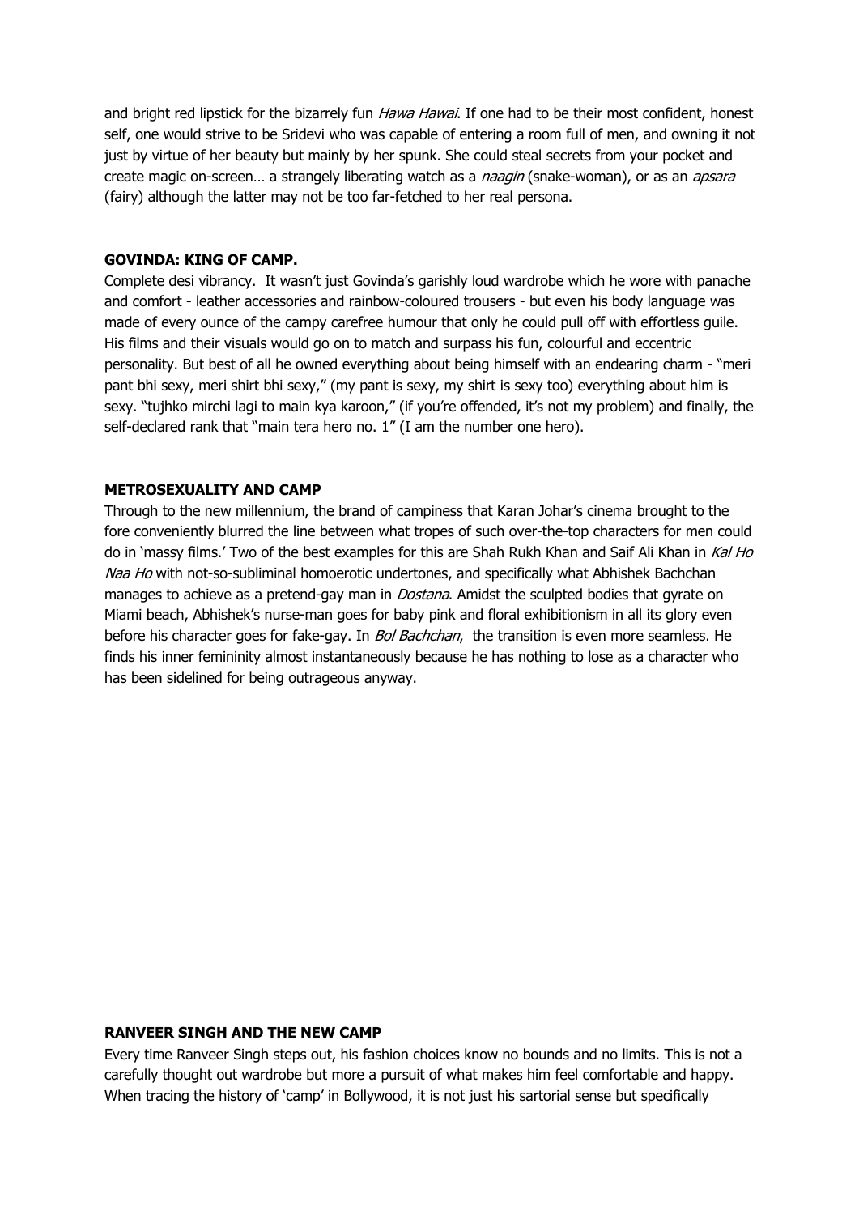and bright red lipstick for the bizarrely fun *Hawa Hawai*. If one had to be their most confident, honest self, one would strive to be Sridevi who was capable of entering a room full of men, and owning it not just by virtue of her beauty but mainly by her spunk. She could steal secrets from your pocket and create magic on-screen… a strangely liberating watch as a *naagin* (snake-woman), or as an *apsara* (fairy) although the latter may not be too far-fetched to her real persona.

**GOVINDA: KING OF CAMP.**

Complete desi vibrancy. It wasn't just Govinda's garishly loud wardrobe which he wore with panache and comfort - leather accessories and rainbow-coloured trousers - but even his body language was made of every ounce of the campy carefree humour that only he could pull off with effortless guile. His films and their visuals would go on to match and surpass his fun, colourful and eccentric personality. But best of all he owned everything about being himself with an endearing charm - "meri pant bhi sexy, meri shirt bhi sexy," (my pant is sexy, my shirt is sexy too) everything about him is sexy. "tujhko mirchi lagi to main kya karoon," (if you're offended, it's not my problem) and finally, the self-declared rank that "main tera hero no. 1" (I am the number one hero).

**METROSEXUALITY AND CAMP**

Through to the new millennium, the brand of campiness that Karan Johar's cinema brought to the fore conveniently blurred the line between what tropes of such over-the-top characters for men could do in 'massy films.' Two of the best examples for this are Shah Rukh Khan and Saif Ali Khan in *Kal Ho Naa Ho* with not-so-subliminal homoerotic undertones, and specifically what Abhishek Bachchan manages to achieve as a pretend-gay man in *Dostana*. Amidst the sculpted bodies that gyrate on Miami beach, Abhishek's nurse-man goes for baby pink and floral exhibitionism in all its glory even before his character goes for fake-gay. In *Bol Bachchan*, the transition is even more seamless. He finds his inner femininity almost instantaneously because he has nothing to lose as a character who has been sidelined for being outrageous anyway.

**RANVEER SINGH AND THE NEW CAMP**

Every time Ranveer Singh steps out, his fashion choices know no bounds and no limits. This is not a carefully thought out wardrobe but more a pursuit of what makes him feel comfortable and happy. When tracing the history of 'camp' in Bollywood, it is not just his sartorial sense but specifically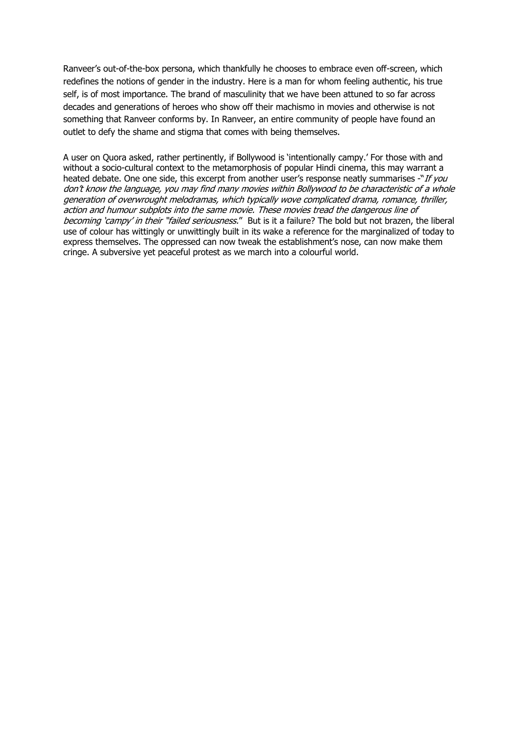Ranveer's out-of-the-box persona, which thankfully he chooses to embrace even off-screen, which redefines the notions of gender in the industry. Here is a man for whom feeling authentic, his true self, is of most importance. The brand of masculinity that we have been attuned to so far across decades and generations of heroes who show off their machismo in movies and otherwise is not something that Ranveer conforms by. In Ranveer, an entire community of people have found an outlet to defy the shame and stigma that comes with being themselves.

A user on Quora asked, rather pertinently, if Bollywood is 'intentionally campy.' For those with and without a socio-cultural context to the metamorphosis of popular Hindi cinema, this may warrant a heated debate. One one side, this excerpt from another user's response neatly summarises -"*If you don't know the language, you may find many movies within Bollywood to be characteristic of a whole generation of overwrought melodramas, which typically wove complicated drama, romance, thriller, action and humour subplots into the same movie. These movies tread the dangerous line of becoming 'campy' in their "failed seriousness.*" But is it a failure? The bold but not brazen, the liberal use of colour has wittingly or unwittingly built in its wake a reference for the marginalized of today to express themselves. The oppressed can now tweak the establishment's nose, can now make them cringe. A subversive yet peaceful protest as we march into a colourful world.